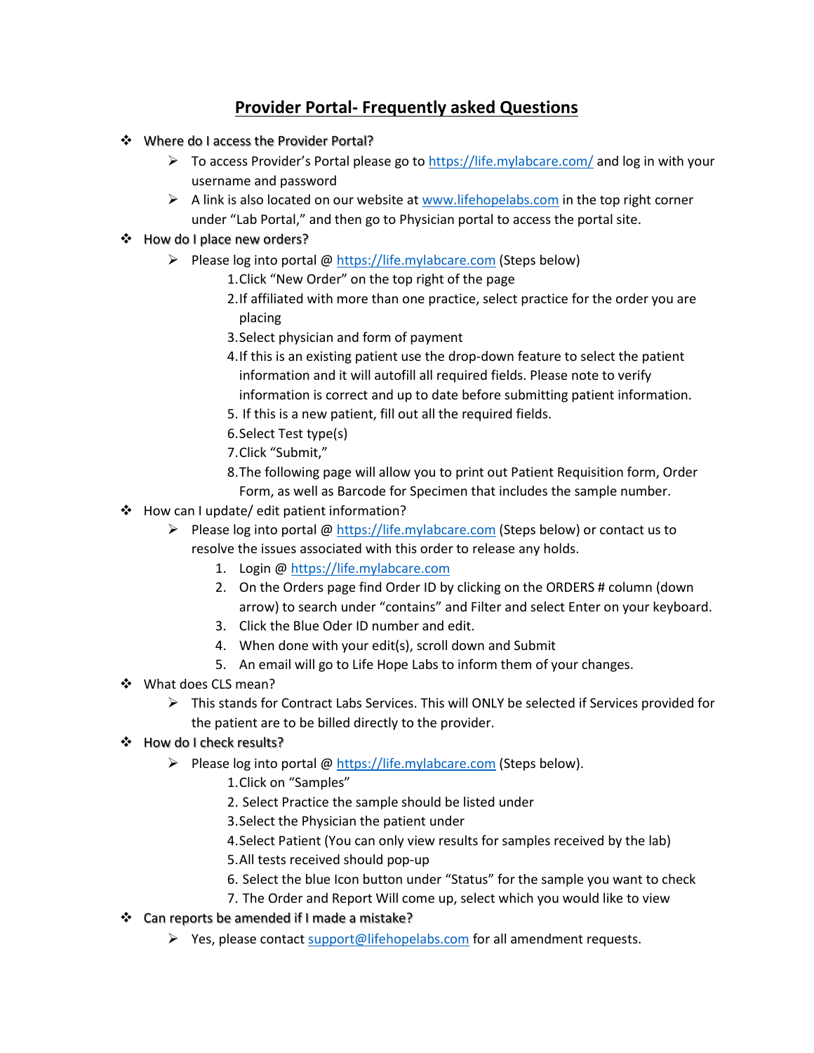# Provider Portal- Frequently asked Questions

- Where do I access the Provider Portal?
  - To access Provider's Portal please go to https://life.mylabcare.com/ and log in with your username and password
  - A link is also located on our website at www.lifehopelabs.com in the top right corner under "Lab Portal," and then go to Physician portal to access the portal site.
- How do I place new orders?
  - Please log into portal @ https://life.mylabcare.com (Steps below)
    1. Click "New Order" on the top right of the page
    2. If affiliated with more than one practice, select practice for the order you are placing
    3. Select physician and form of payment
    4. If this is an existing patient use the drop-down feature to select the patient information and it will autofill all required fields. Please note to verify information is correct and up to date before submitting patient information.
    5. If this is a new patient, fill out all the required fields.
    6. Select Test type(s)
    7. Click "Submit,"
    8. The following page will allow you to print out Patient Requisition form, Order Form, as well as Barcode for Specimen that includes the sample number.
- How can I update/ edit patient information?
  - Please log into portal @ https://life.mylabcare.com (Steps below) or contact us to resolve the issues associated with this order to release any holds.
    1. Login @ https://life.mylabcare.com
    2. On the Orders page find Order ID by clicking on the ORDERS # column (down arrow) to search under "contains" and Filter and select Enter on your keyboard.
    3. Click the Blue Oder ID number and edit.
    4. When done with your edit(s), scroll down and Submit
    5. An email will go to Life Hope Labs to inform them of your changes.
- What does CLS mean?
  - This stands for Contract Labs Services. This will ONLY be selected if Services provided for the patient are to be billed directly to the provider.
- How do I check results?
  - Please log into portal @ https://life.mylabcare.com (Steps below).
    1. Click on "Samples"
    2. Select Practice the sample should be listed under
    3. Select the Physician the patient under
    4. Select Patient (You can only view results for samples received by the lab)
    5. All tests received should pop-up
    6. Select the blue Icon button under "Status" for the sample you want to check
    7. The Order and Report Will come up, select which you would like to view
- Can reports be amended if I made a mistake?
  - Yes, please contact support@lifehopelabs.com for all amendment requests.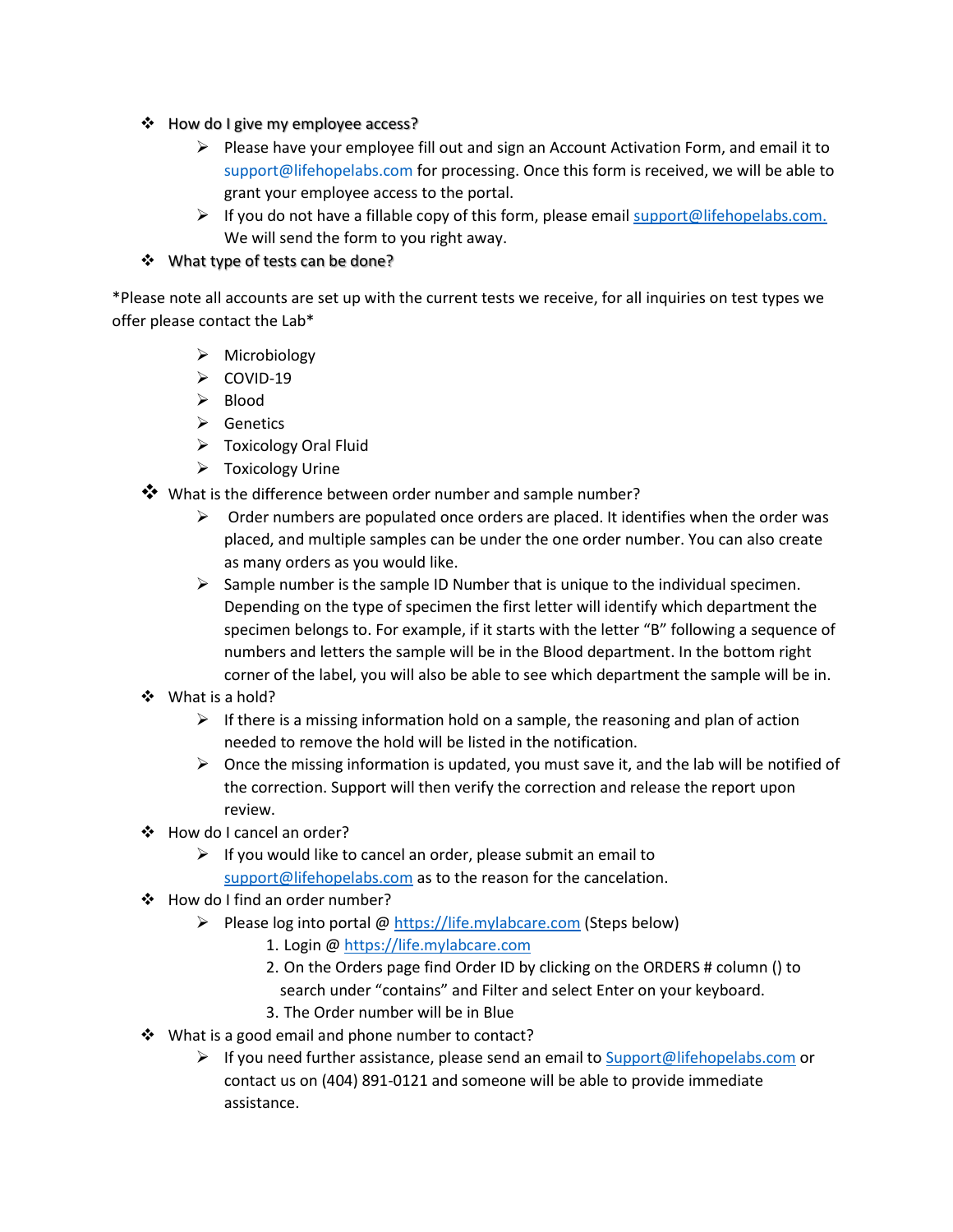- **How do I give my employee access?**
  - Please have your employee fill out and sign an Account Activation Form, and email it to support@lifehopelabs.com for processing. Once this form is received, we will be able to grant your employee access to the portal.
  - If you do not have a fillable copy of this form, please email support@lifehopelabs.com. We will send the form to you right away.
- **What type of tests can be done?**

*Please note all accounts are set up with the current tests we receive, for all inquiries on test types we offer please contact the Lab*

  - Microbiology
  - COVID-19
  - Blood
  - Genetics
  - Toxicology Oral Fluid
  - Toxicology Urine
- What is the difference between order number and sample number?
  - Order numbers are populated once orders are placed. It identifies when the order was placed, and multiple samples can be under the one order number. You can also create as many orders as you would like.
  - Sample number is the sample ID Number that is unique to the individual specimen. Depending on the type of specimen the first letter will identify which department the specimen belongs to. For example, if it starts with the letter "B" following a sequence of numbers and letters the sample will be in the Blood department. In the bottom right corner of the label, you will also be able to see which department the sample will be in.
- What is a hold?
  - If there is a missing information hold on a sample, the reasoning and plan of action needed to remove the hold will be listed in the notification.
  - Once the missing information is updated, you must save it, and the lab will be notified of the correction. Support will then verify the correction and release the report upon review.
- How do I cancel an order?
  - If you would like to cancel an order, please submit an email to support@lifehopelabs.com as to the reason for the cancelation.
- How do I find an order number?
  - Please log into portal @ https://life.mylabcare.com (Steps below)
    1. Login @ https://life.mylabcare.com
    2. On the Orders page find Order ID by clicking on the ORDERS # column () to search under "contains" and Filter and select Enter on your keyboard.
    3. The Order number will be in Blue
- What is a good email and phone number to contact?
  - If you need further assistance, please send an email to Support@lifehopelabs.com or contact us on (404) 891-0121 and someone will be able to provide immediate assistance.